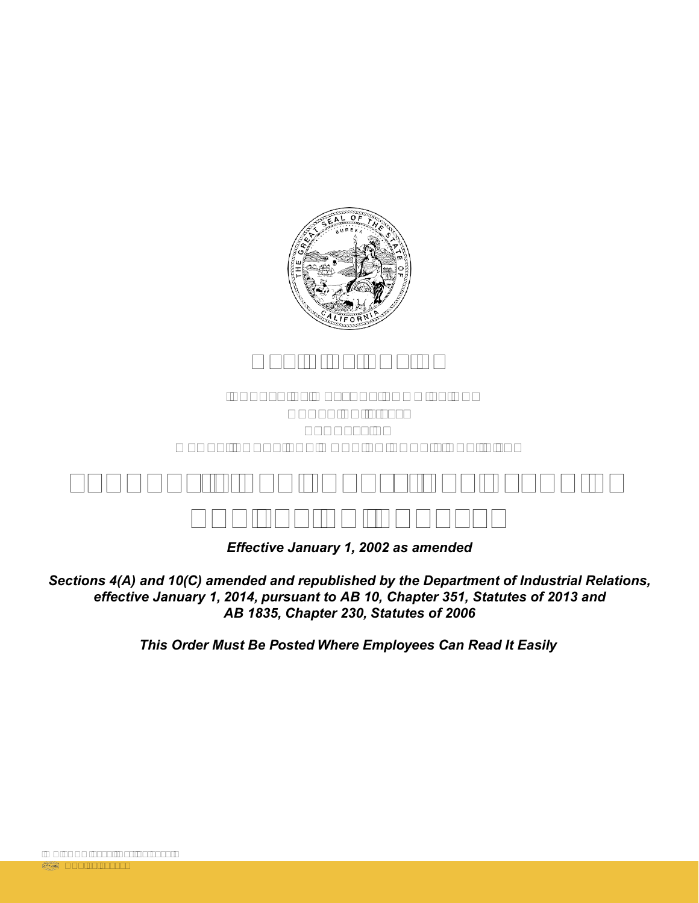*Effective January 1, 2002 as amended*

***Sections 4(A) and 10(C) amended and republished by the Department of Industrial Relations, effective January 1, 2014, pursuant to AB 10, Chapter 351, Statutes of 2013 and AB 1835, Chapter 230, Statutes of 2006***

***This Order Must Be Posted Where Employees Can Read It Easily***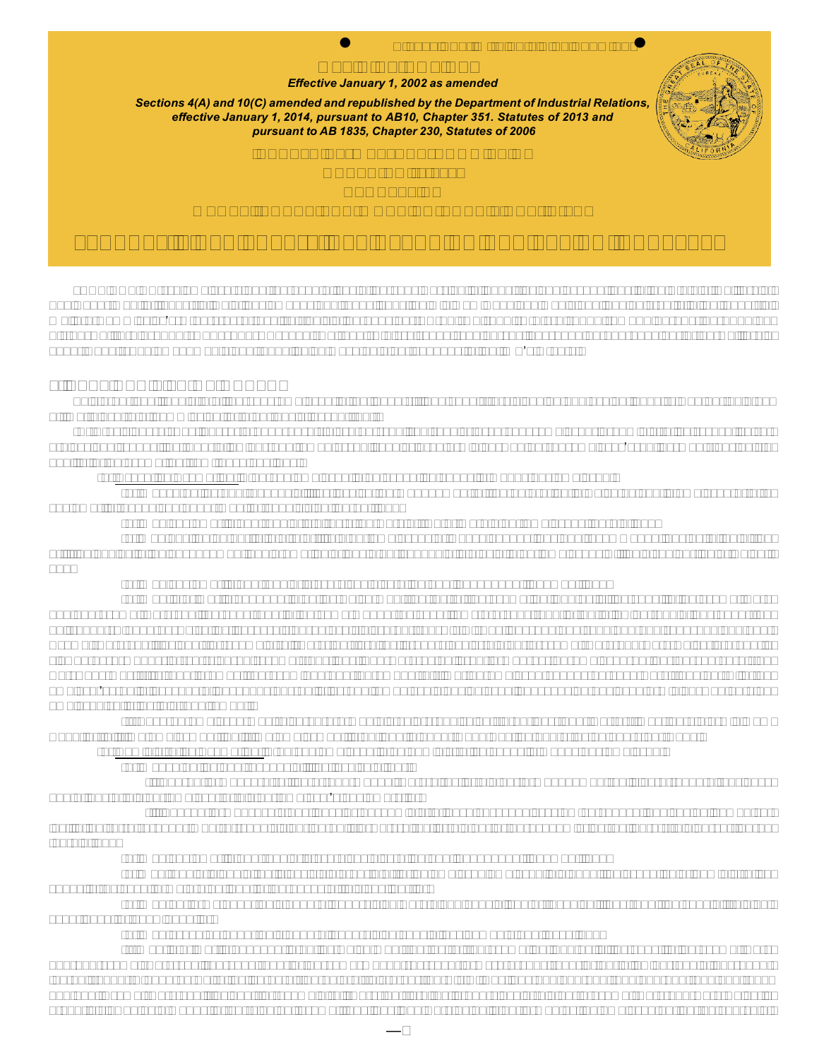*Effective January 1, 2002 as amended*

***Sections 4(A) and 10(C) amended and republished by the Department of Industrial Relations, effective January 1, 2014, pursuant to AB10, Chapter 351. Statutes of 2013 and pursuant to AB 1835, Chapter 230, Statutes of 2006***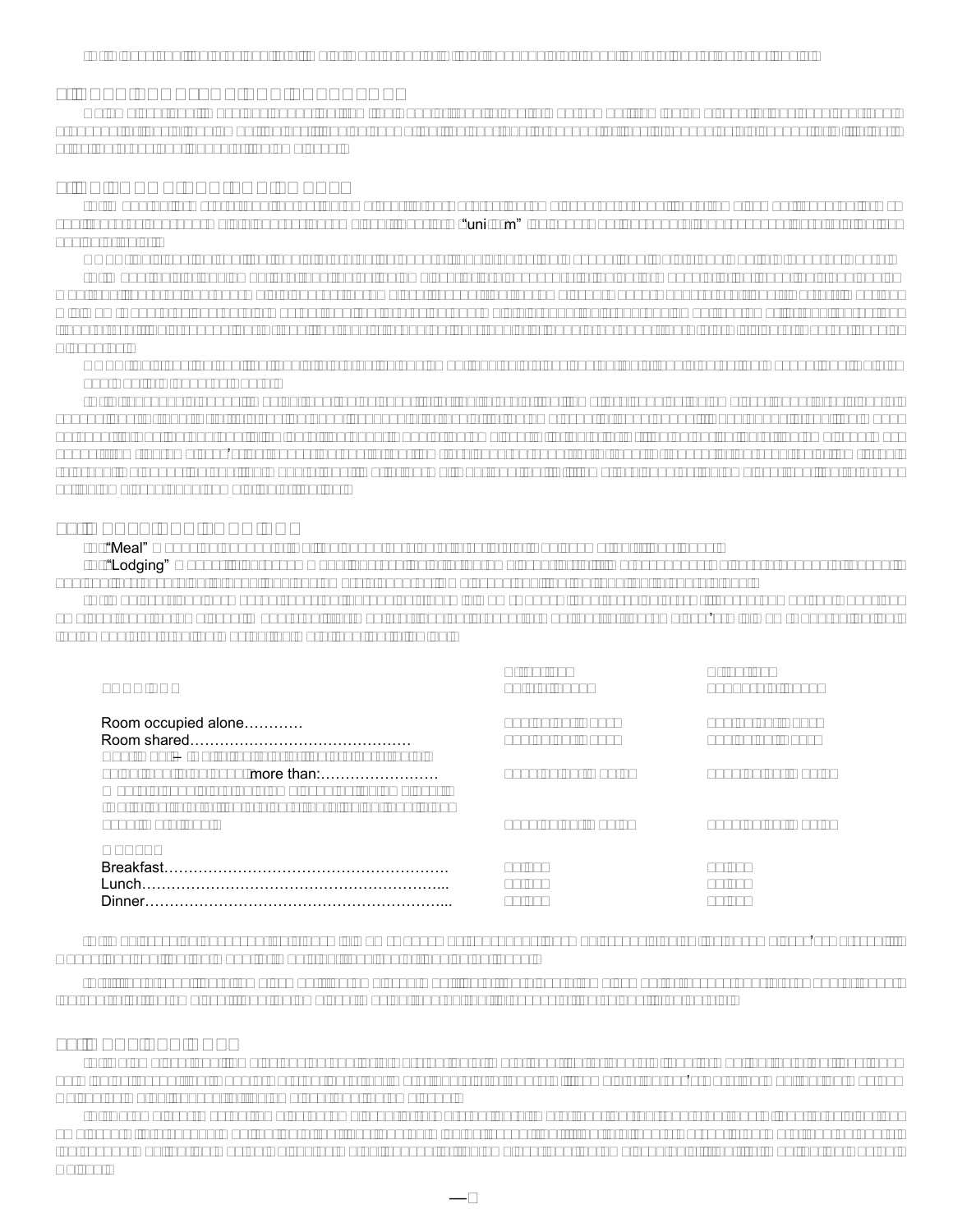"uni m"

"Meal"

"Lodging"

| | | |
|---|---|---|
| Room occupied alone………… | | |
| Room shared……………………………………… | | |
| more than:…………………… | | |
| Breakfast………………………………………………… | | |
| Lunch…………………………………………………….. | | |
| Dinner…………………………………………………….. | | |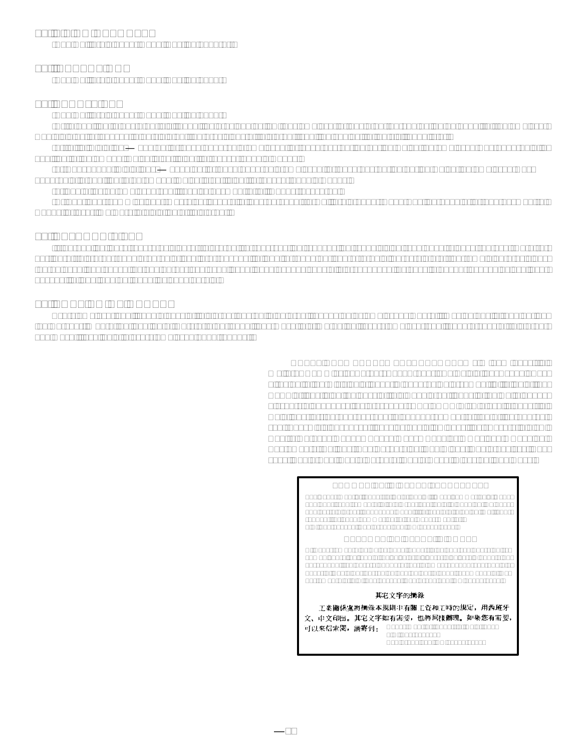### 其它文字的摘錄

工業關係處將摘錄本規則中有關工資和工時的規定，用西班牙文、中文印出。其它文字如有需要，也將同樣辦理。如果您有需要，可以來信索閱，請寄到：